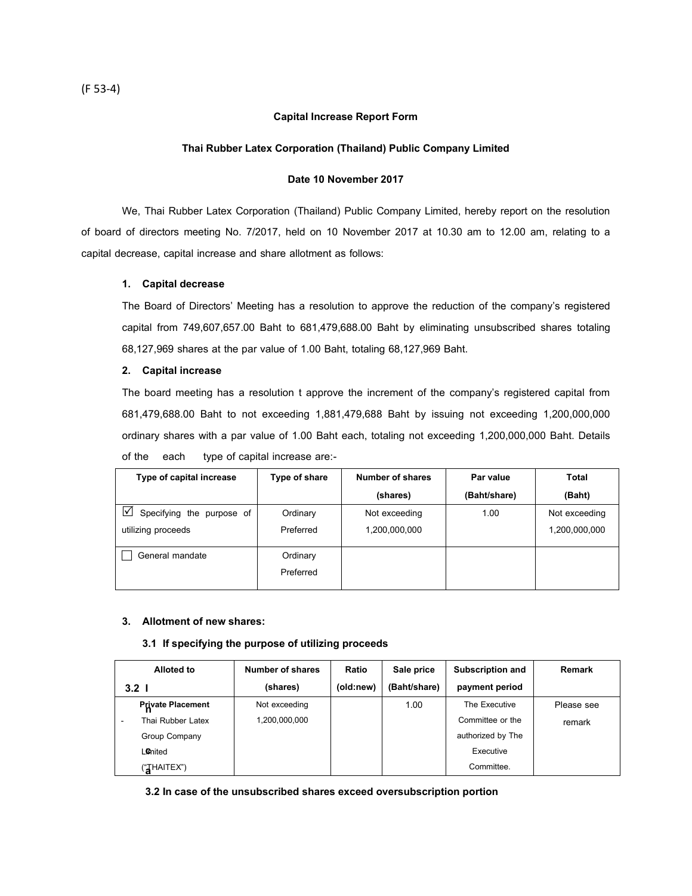(F 53-4)

**Capital Increase Report Form**

**Thai Rubber Latex Corporation (Thailand) Public Company Limited**

**Date 10 November 2017**

We, Thai Rubber Latex Corporation (Thailand) Public Company Limited, hereby report on the resolution of board of directors meeting No. 7/2017, held on 10 November 2017 at 10.30 am to 12.00 am, relating to a capital decrease, capital increase and share allotment as follows:

**1. Capital decrease**

The Board of Directors' Meeting has a resolution to approve the reduction of the company's registered capital from 749,607,657.00 Baht to 681,479,688.00 Baht by eliminating unsubscribed shares totaling 68,127,969 shares at the par value of 1.00 Baht, totaling 68,127,969 Baht.

**2. Capital increase**

The board meeting has a resolution t approve the increment of the company's registered capital from 681,479,688.00 Baht to not exceeding 1,881,479,688 Baht by issuing not exceeding 1,200,000,000 ordinary shares with a par value of 1.00 Baht each, totaling not exceeding 1,200,000,000 Baht. Details of the each type of capital increase are:-

| Type of capital increase | Type of share | Number of shares (shares) | Par value (Baht/share) | Total (Baht) |
|---|---|---|---|---|
| ☑ Specifying the purpose of utilizing proceeds | Ordinary Preferred | Not exceeding 1,200,000,000 | 1.00 | Not exceeding 1,200,000,000 |
| ☐ General mandate | Ordinary Preferred | | | |

**3. Allotment of new shares:**

**3.1 If specifying the purpose of utilizing proceeds**

| Alloted to | Number of shares (shares) | Ratio (old:new) | Sale price (Baht/share) | Subscription and payment period | Remark |
|---|---|---|---|---|---|
| **Private Placement**<br>- Thai Rubber Latex Group Company Limited ("THAITEX") | Not exceeding 1,200,000,000 | | 1.00 | The Executive Committee or the authorized by The Executive Committee. | Please see remark |

**3.2 In case of the unsubscribed shares exceed oversubscription portion**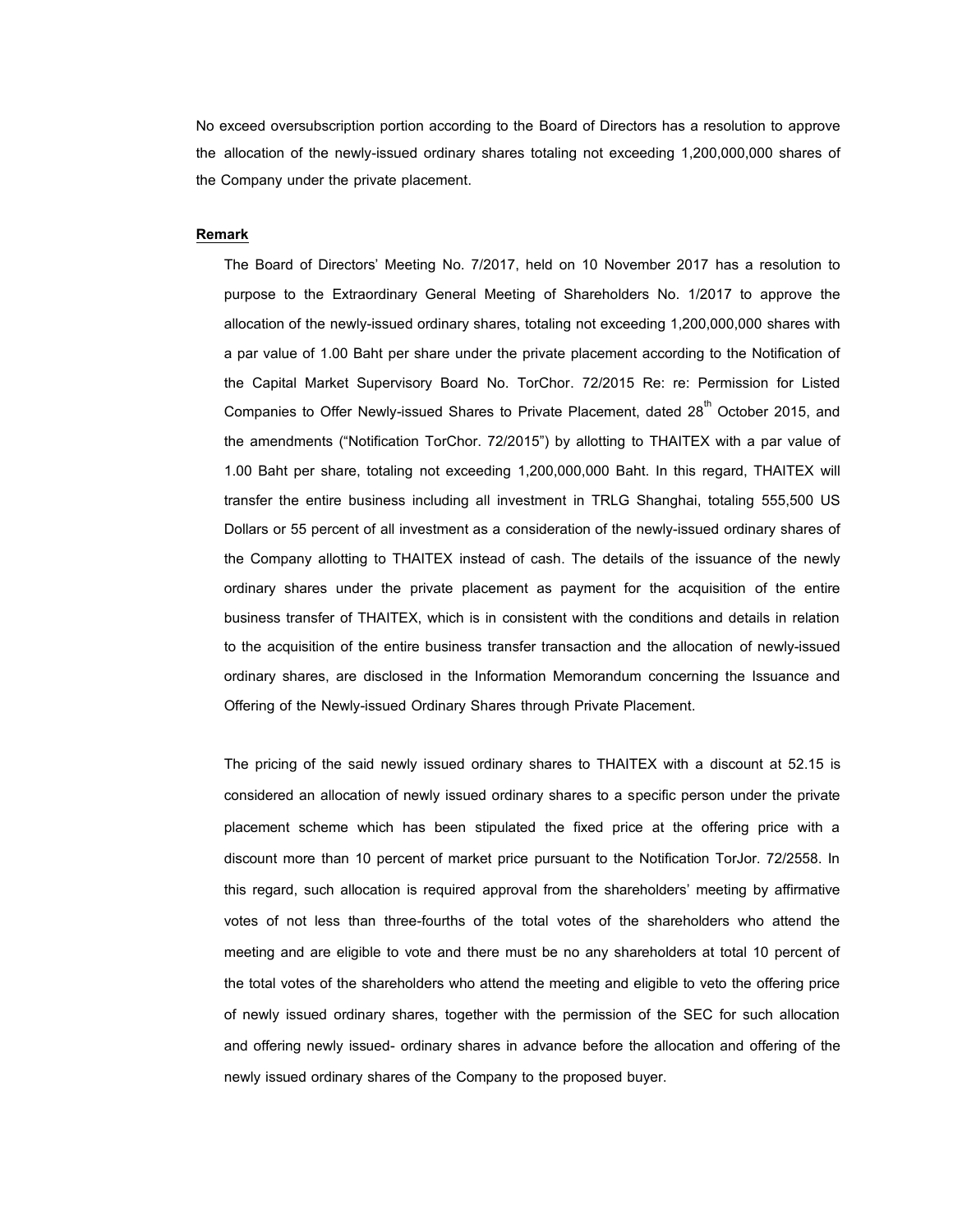No exceed oversubscription portion according to the Board of Directors has a resolution to approve the allocation of the newly-issued ordinary shares totaling not exceeding 1,200,000,000 shares of the Company under the private placement.

**Remark**

The Board of Directors' Meeting No. 7/2017, held on 10 November 2017 has a resolution to purpose to the Extraordinary General Meeting of Shareholders No. 1/2017 to approve the allocation of the newly-issued ordinary shares, totaling not exceeding 1,200,000,000 shares with a par value of 1.00 Baht per share under the private placement according to the Notification of the Capital Market Supervisory Board No. TorChor. 72/2015 Re: re: Permission for Listed Companies to Offer Newly-issued Shares to Private Placement, dated 28th October 2015, and the amendments ("Notification TorChor. 72/2015") by allotting to THAITEX with a par value of 1.00 Baht per share, totaling not exceeding 1,200,000,000 Baht. In this regard, THAITEX will transfer the entire business including all investment in TRLG Shanghai, totaling 555,500 US Dollars or 55 percent of all investment as a consideration of the newly-issued ordinary shares of the Company allotting to THAITEX instead of cash. The details of the issuance of the newly ordinary shares under the private placement as payment for the acquisition of the entire business transfer of THAITEX, which is in consistent with the conditions and details in relation to the acquisition of the entire business transfer transaction and the allocation of newly-issued ordinary shares, are disclosed in the Information Memorandum concerning the Issuance and Offering of the Newly-issued Ordinary Shares through Private Placement.

The pricing of the said newly issued ordinary shares to THAITEX with a discount at 52.15 is considered an allocation of newly issued ordinary shares to a specific person under the private placement scheme which has been stipulated the fixed price at the offering price with a discount more than 10 percent of market price pursuant to the Notification TorJor. 72/2558. In this regard, such allocation is required approval from the shareholders' meeting by affirmative votes of not less than three-fourths of the total votes of the shareholders who attend the meeting and are eligible to vote and there must be no any shareholders at total 10 percent of the total votes of the shareholders who attend the meeting and eligible to veto the offering price of newly issued ordinary shares, together with the permission of the SEC for such allocation and offering newly issued- ordinary shares in advance before the allocation and offering of the newly issued ordinary shares of the Company to the proposed buyer.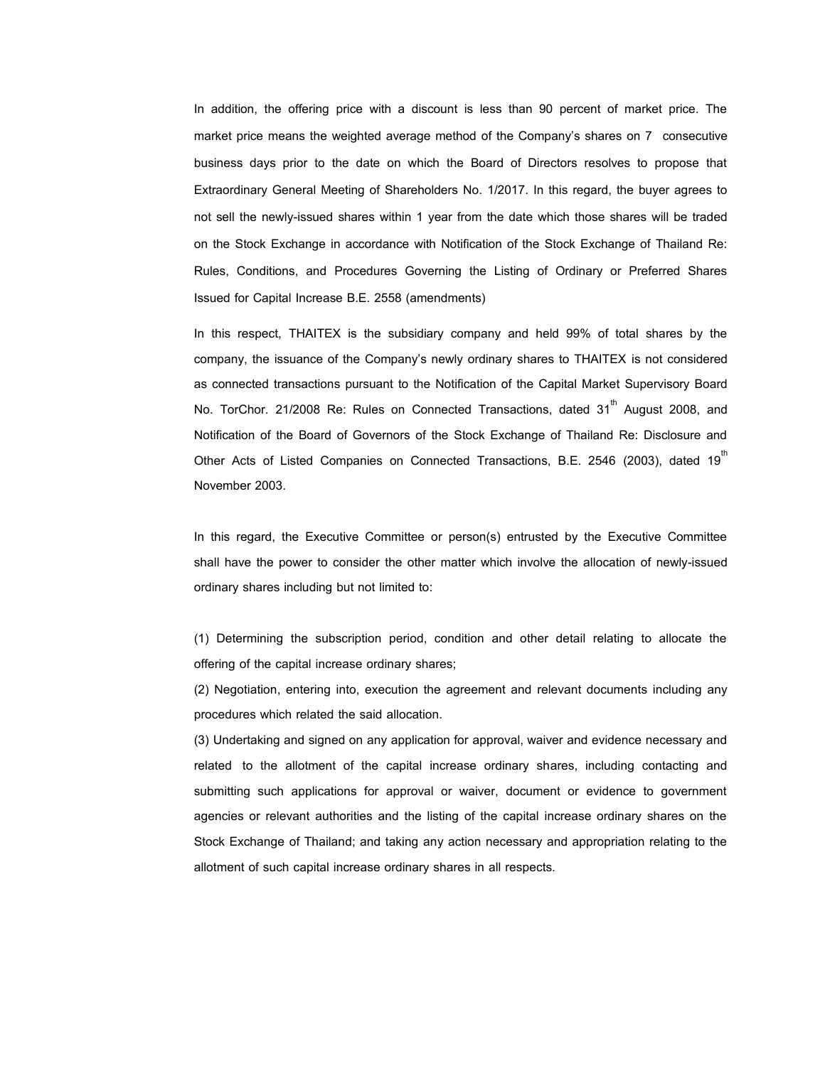In addition, the offering price with a discount is less than 90 percent of market price. The market price means the weighted average method of the Company's shares on 7 consecutive business days prior to the date on which the Board of Directors resolves to propose that Extraordinary General Meeting of Shareholders No. 1/2017. In this regard, the buyer agrees to not sell the newly-issued shares within 1 year from the date which those shares will be traded on the Stock Exchange in accordance with Notification of the Stock Exchange of Thailand Re: Rules, Conditions, and Procedures Governing the Listing of Ordinary or Preferred Shares Issued for Capital Increase B.E. 2558 (amendments)

In this respect, THAITEX is the subsidiary company and held 99% of total shares by the company, the issuance of the Company's newly ordinary shares to THAITEX is not considered as connected transactions pursuant to the Notification of the Capital Market Supervisory Board No. TorChor. 21/2008 Re: Rules on Connected Transactions, dated 31th August 2008, and Notification of the Board of Governors of the Stock Exchange of Thailand Re: Disclosure and Other Acts of Listed Companies on Connected Transactions, B.E. 2546 (2003), dated 19th November 2003.

In this regard, the Executive Committee or person(s) entrusted by the Executive Committee shall have the power to consider the other matter which involve the allocation of newly-issued ordinary shares including but not limited to:

(1) Determining the subscription period, condition and other detail relating to allocate the offering of the capital increase ordinary shares;

(2) Negotiation, entering into, execution the agreement and relevant documents including any procedures which related the said allocation.

(3) Undertaking and signed on any application for approval, waiver and evidence necessary and related to the allotment of the capital increase ordinary shares, including contacting and submitting such applications for approval or waiver, document or evidence to government agencies or relevant authorities and the listing of the capital increase ordinary shares on the Stock Exchange of Thailand; and taking any action necessary and appropriation relating to the allotment of such capital increase ordinary shares in all respects.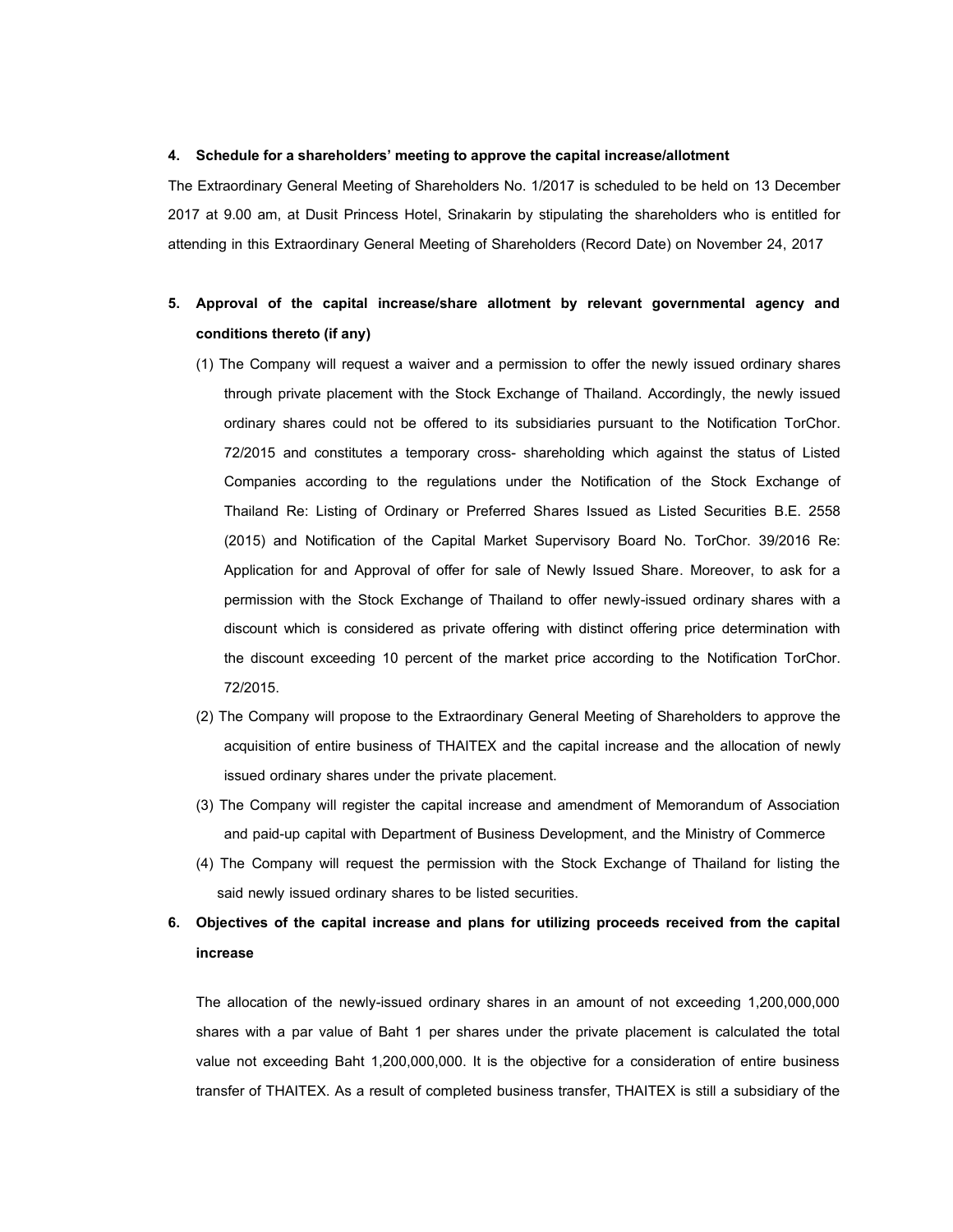**4. Schedule for a shareholders' meeting to approve the capital increase/allotment**

The Extraordinary General Meeting of Shareholders No. 1/2017 is scheduled to be held on 13 December 2017 at 9.00 am, at Dusit Princess Hotel, Srinakarin by stipulating the shareholders who is entitled for attending in this Extraordinary General Meeting of Shareholders (Record Date) on November 24, 2017

**5. Approval of the capital increase/share allotment by relevant governmental agency and conditions thereto (if any)**

(1) The Company will request a waiver and a permission to offer the newly issued ordinary shares through private placement with the Stock Exchange of Thailand. Accordingly, the newly issued ordinary shares could not be offered to its subsidiaries pursuant to the Notification TorChor. 72/2015 and constitutes a temporary cross- shareholding which against the status of Listed Companies according to the regulations under the Notification of the Stock Exchange of Thailand Re: Listing of Ordinary or Preferred Shares Issued as Listed Securities B.E. 2558 (2015) and Notification of the Capital Market Supervisory Board No. TorChor. 39/2016 Re: Application for and Approval of offer for sale of Newly Issued Share. Moreover, to ask for a permission with the Stock Exchange of Thailand to offer newly-issued ordinary shares with a discount which is considered as private offering with distinct offering price determination with the discount exceeding 10 percent of the market price according to the Notification TorChor. 72/2015.

(2) The Company will propose to the Extraordinary General Meeting of Shareholders to approve the acquisition of entire business of THAITEX and the capital increase and the allocation of newly issued ordinary shares under the private placement.

(3) The Company will register the capital increase and amendment of Memorandum of Association and paid-up capital with Department of Business Development, and the Ministry of Commerce

(4) The Company will request the permission with the Stock Exchange of Thailand for listing the said newly issued ordinary shares to be listed securities.

**6. Objectives of the capital increase and plans for utilizing proceeds received from the capital increase**

The allocation of the newly-issued ordinary shares in an amount of not exceeding 1,200,000,000 shares with a par value of Baht 1 per shares under the private placement is calculated the total value not exceeding Baht 1,200,000,000. It is the objective for a consideration of entire business transfer of THAITEX. As a result of completed business transfer, THAITEX is still a subsidiary of the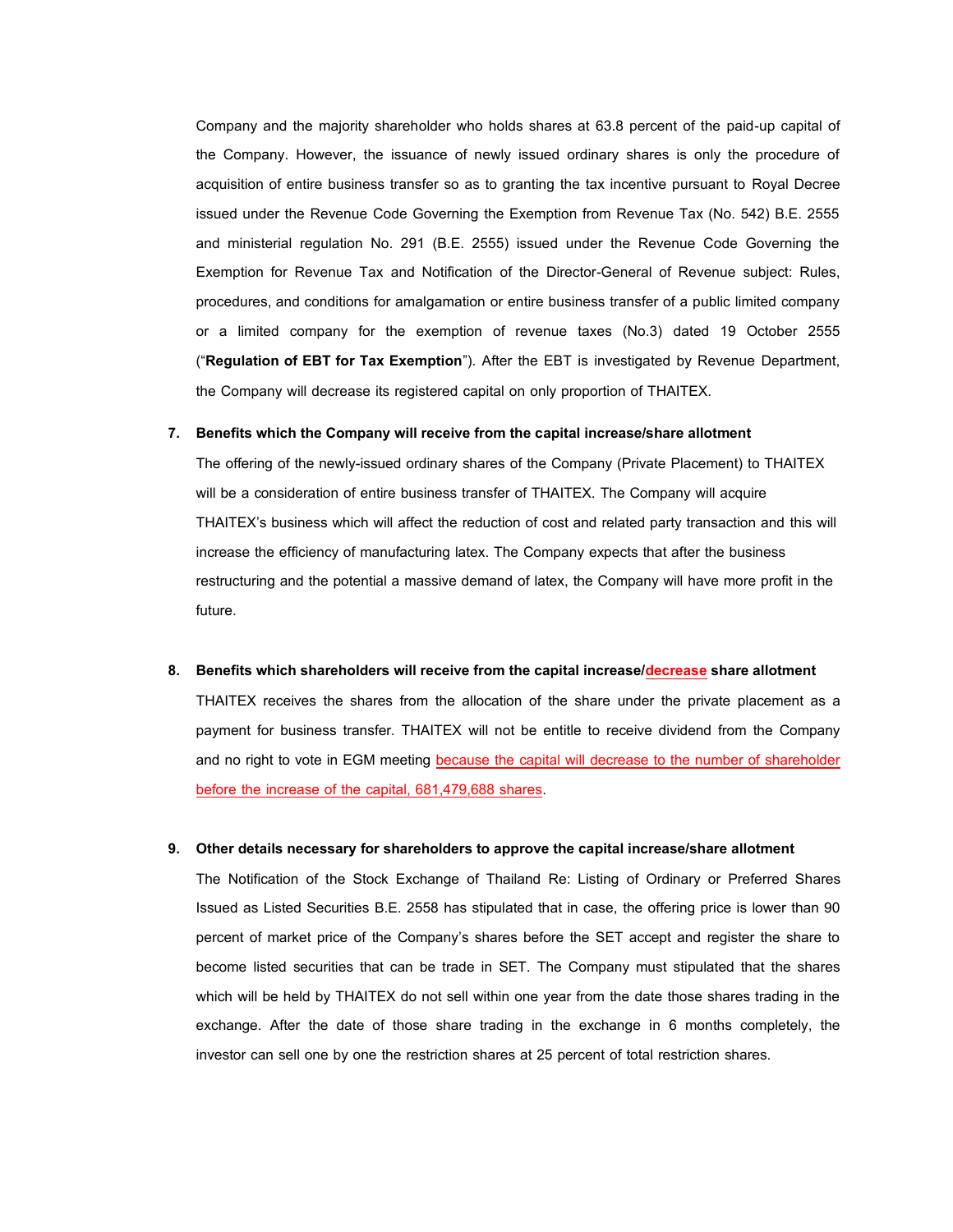Company and the majority shareholder who holds shares at 63.8 percent of the paid-up capital of the Company. However, the issuance of newly issued ordinary shares is only the procedure of acquisition of entire business transfer so as to granting the tax incentive pursuant to Royal Decree issued under the Revenue Code Governing the Exemption from Revenue Tax (No. 542) B.E. 2555 and ministerial regulation No. 291 (B.E. 2555) issued under the Revenue Code Governing the Exemption for Revenue Tax and Notification of the Director-General of Revenue subject: Rules, procedures, and conditions for amalgamation or entire business transfer of a public limited company or a limited company for the exemption of revenue taxes (No.3) dated 19 October 2555 ("**Regulation of EBT for Tax Exemption**"). After the EBT is investigated by Revenue Department, the Company will decrease its registered capital on only proportion of THAITEX.

**7. Benefits which the Company will receive from the capital increase/share allotment**

The offering of the newly-issued ordinary shares of the Company (Private Placement) to THAITEX will be a consideration of entire business transfer of THAITEX. The Company will acquire THAITEX's business which will affect the reduction of cost and related party transaction and this will increase the efficiency of manufacturing latex. The Company expects that after the business restructuring and the potential a massive demand of latex, the Company will have more profit in the future.

**8. Benefits which shareholders will receive from the capital increase/decrease share allotment**

THAITEX receives the shares from the allocation of the share under the private placement as a payment for business transfer. THAITEX will not be entitle to receive dividend from the Company and no right to vote in EGM meeting because the capital will decrease to the number of shareholder before the increase of the capital, 681,479,688 shares.

**9. Other details necessary for shareholders to approve the capital increase/share allotment**

The Notification of the Stock Exchange of Thailand Re: Listing of Ordinary or Preferred Shares Issued as Listed Securities B.E. 2558 has stipulated that in case, the offering price is lower than 90 percent of market price of the Company's shares before the SET accept and register the share to become listed securities that can be trade in SET. The Company must stipulated that the shares which will be held by THAITEX do not sell within one year from the date those shares trading in the exchange. After the date of those share trading in the exchange in 6 months completely, the investor can sell one by one the restriction shares at 25 percent of total restriction shares.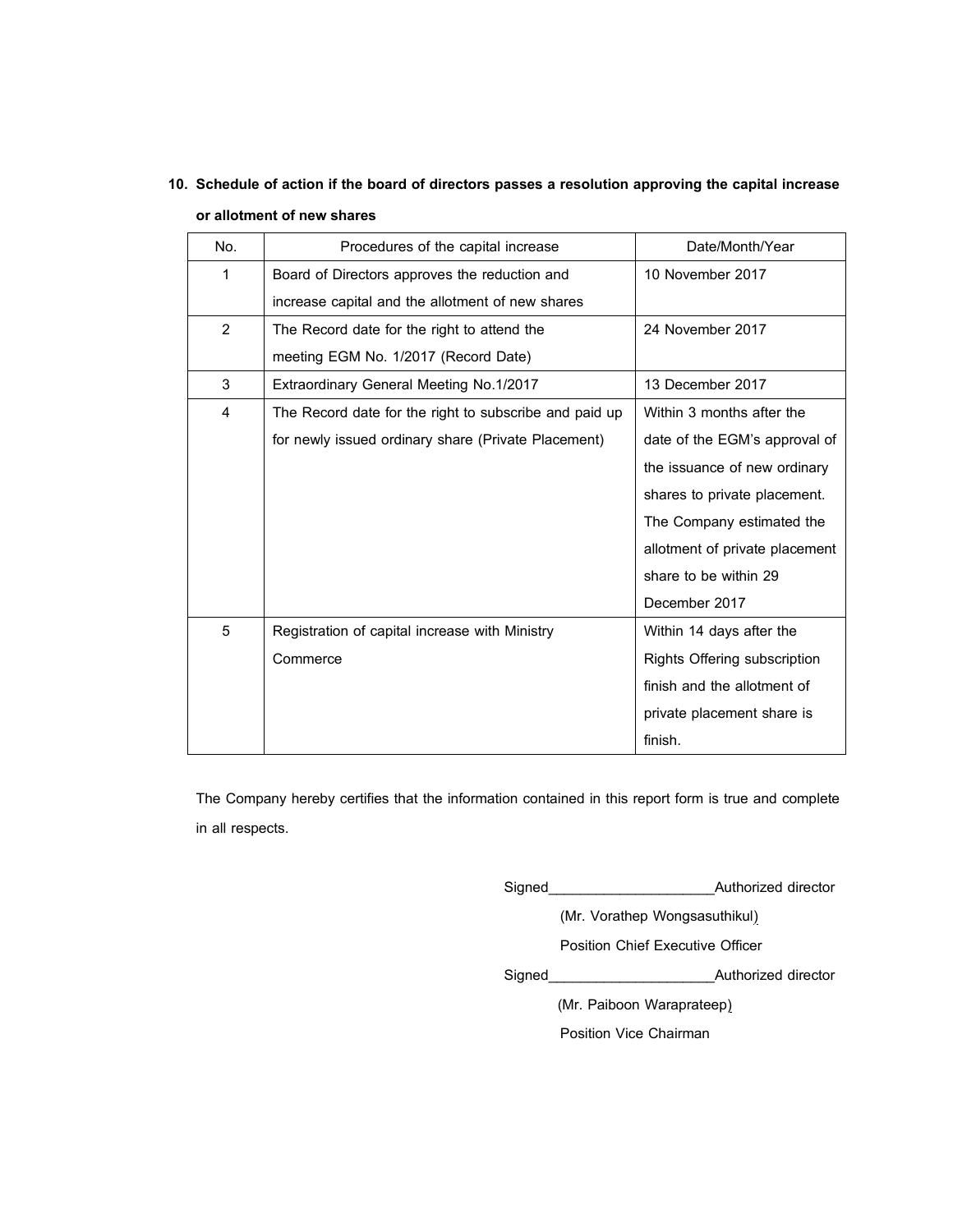**10. Schedule of action if the board of directors passes a resolution approving the capital increase or allotment of new shares**

| No. | Procedures of the capital increase | Date/Month/Year |
|---|---|---|
| 1 | Board of Directors approves the reduction and increase capital and the allotment of new shares | 10 November 2017 |
| 2 | The Record date for the right to attend the meeting EGM No. 1/2017 (Record Date) | 24 November 2017 |
| 3 | Extraordinary General Meeting No.1/2017 | 13 December 2017 |
| 4 | The Record date for the right to subscribe and paid up for newly issued ordinary share (Private Placement) | Within 3 months after the date of the EGM's approval of the issuance of new ordinary shares to private placement. The Company estimated the allotment of private placement share to be within 29 December 2017 |
| 5 | Registration of capital increase with Ministry Commerce | Within 14 days after the Rights Offering subscription finish and the allotment of private placement share is finish. |

The Company hereby certifies that the information contained in this report form is true and complete in all respects.

Signed____________________Authorized director

(Mr. Vorathep Wongsasuthikul)

Position Chief Executive Officer

Signed____________________Authorized director

(Mr. Paiboon Waraprateep)

Position Vice Chairman